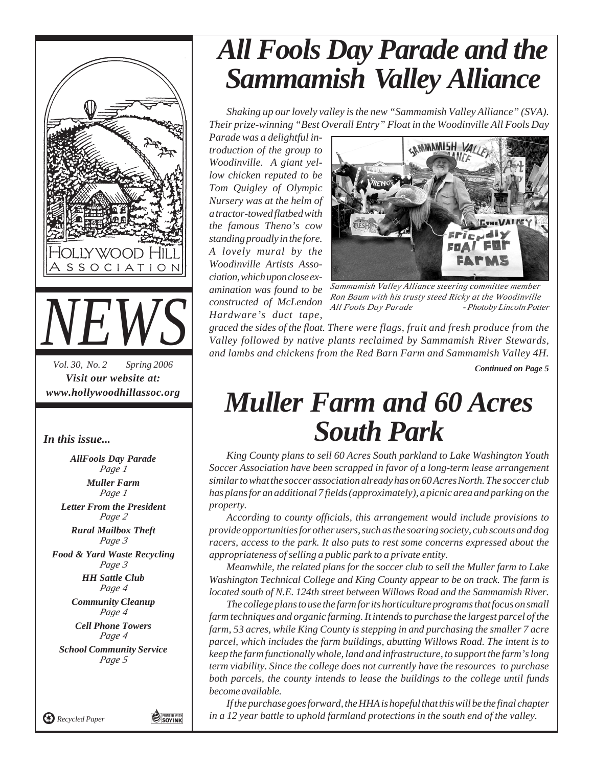HOLLYWOOD HILL ASSOCIATION

# NEWS

*Vol. 30, No. 2 Spring 2006*

***Visit our website at: www.hollywoodhillassoc.org***

*In this issue...*

***AllFools Day Parade*** *Page 1*

***Muller Farm*** *Page 1*

***Letter From the President*** *Page 2*

***Rural Mailbox Theft*** *Page 3*

***Food & Yard Waste Recycling*** *Page 3*

***HH Sattle Club*** *Page 4*

***Community Cleanup*** *Page 4*

***Cell Phone Towers*** *Page 4*

***School Community Service*** *Page 5*

*Recycled Paper*

# All Fools Day Parade and the Sammamish Valley Alliance

*Shaking up our lovely valley is the new "Sammamish Valley Alliance" (SVA). Their prize-winning "Best Overall Entry" Float in the Woodinville All Fools Day Parade was a delightful introduction of the group to Woodinville. A giant yellow chicken reputed to be Tom Quigley of Olympic Nursery was at the helm of a tractor-towed flatbed with the famous Theno's cow standing proudly in the fore. A lovely mural by the Woodinville Artists Association, which upon close examination was found to be constructed of McLendon Hardware's duct tape, graced the sides of the float. There were flags, fruit and fresh produce from the Valley followed by native plants reclaimed by Sammamish River Stewards, and lambs and chickens from the Red Barn Farm and Sammamish Valley 4H.*

*Sammamish Valley Alliance steering committee member Ron Baum with his trusty steed Ricky at the Woodinville All Fools Day Parade - Photoby Lincoln Potter*

***Continued on Page 5***

# Muller Farm and 60 Acres South Park

*King County plans to sell 60 Acres South parkland to Lake Washington Youth Soccer Association have been scrapped in favor of a long-term lease arrangement similar to what the soccer association already has on 60 Acres North. The soccer club has plans for an additional 7 fields (approximately), a picnic area and parking on the property.*

*According to county officials, this arrangement would include provisions to provide opportunities for other users, such as the soaring society, cub scouts and dog racers, access to the park. It also puts to rest some concerns expressed about the appropriateness of selling a public park to a private entity.*

*Meanwhile, the related plans for the soccer club to sell the Muller farm to Lake Washington Technical College and King County appear to be on track. The farm is located south of N.E. 124th street between Willows Road and the Sammamish River.*

*The college plans to use the farm for its horticulture programs that focus on small farm techniques and organic farming. It intends to purchase the largest parcel of the farm, 53 acres, while King County is stepping in and purchasing the smaller 7 acre parcel, which includes the farm buildings, abutting Willows Road. The intent is to keep the farm functionally whole, land and infrastructure, to support the farm's long term viability. Since the college does not currently have the resources to purchase both parcels, the county intends to lease the buildings to the college until funds become available.*

*If the purchase goes forward, the HHA is hopeful that this will be the final chapter in a 12 year battle to uphold farmland protections in the south end of the valley.*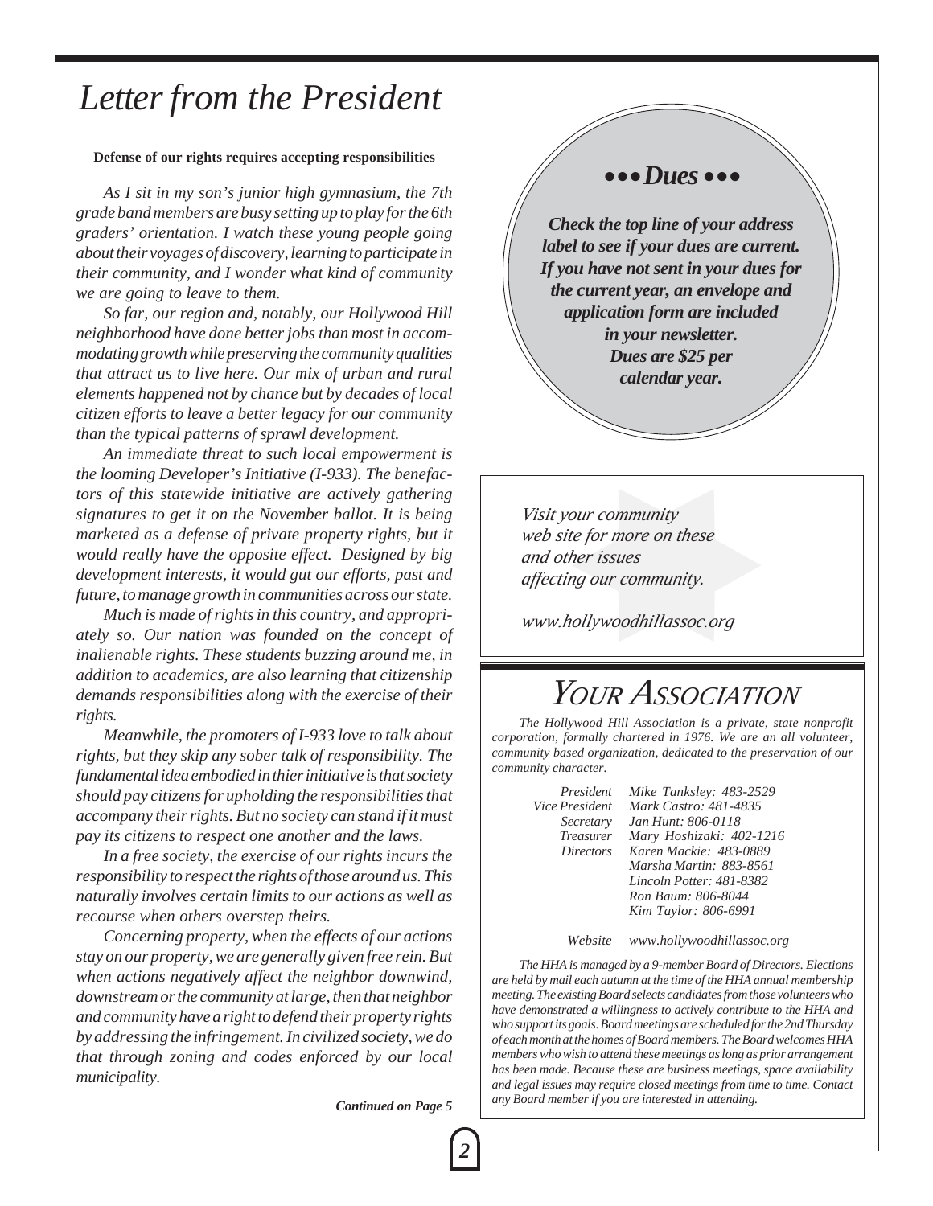# Letter from the President

**Defense of our rights requires accepting responsibilities**

*As I sit in my son's junior high gymnasium, the 7th grade band members are busy setting up to play for the 6th graders' orientation. I watch these young people going about their voyages of discovery, learning to participate in their community, and I wonder what kind of community we are going to leave to them.*

*So far, our region and, notably, our Hollywood Hill neighborhood have done better jobs than most in accommodating growth while preserving the community qualities that attract us to live here. Our mix of urban and rural elements happened not by chance but by decades of local citizen efforts to leave a better legacy for our community than the typical patterns of sprawl development.*

*An immediate threat to such local empowerment is the looming Developer's Initiative (I-933). The benefactors of this statewide initiative are actively gathering signatures to get it on the November ballot. It is being marketed as a defense of private property rights, but it would really have the opposite effect. Designed by big development interests, it would gut our efforts, past and future, to manage growth in communities across our state.*

*Much is made of rights in this country, and appropriately so. Our nation was founded on the concept of inalienable rights. These students buzzing around me, in addition to academics, are also learning that citizenship demands responsibilities along with the exercise of their rights.*

*Meanwhile, the promoters of I-933 love to talk about rights, but they skip any sober talk of responsibility. The fundamental idea embodied in thier initiative is that society should pay citizens for upholding the responsibilities that accompany their rights. But no society can stand if it must pay its citizens to respect one another and the laws.*

*In a free society, the exercise of our rights incurs the responsibility to respect the rights of those around us. This naturally involves certain limits to our actions as well as recourse when others overstep theirs.*

*Concerning property, when the effects of our actions stay on our property, we are generally given free rein. But when actions negatively affect the neighbor downwind, downstream or the community at large, then that neighbor and community have a right to defend their property rights by addressing the infringement. In civilized society, we do that through zoning and codes enforced by our local municipality.*

***Continued on Page 5***

## ••• Dues •••

***Check the top line of your address label to see if your dues are current. If you have not sent in your dues for the current year, an envelope and application form are included in your newsletter. Dues are $25 per calendar year.***

*Visit your community web site for more on these and other issues affecting our community.*

*www.hollywoodhillassoc.org*

## YOUR ASSOCIATION

*The Hollywood Hill Association is a private, state nonprofit corporation, formally chartered in 1976. We are an all volunteer, community based organization, dedicated to the preservation of our community character.*

| | |
|---|---|
| *President* | *Mike Tanksley: 483-2529* |
| *Vice President* | *Mark Castro: 481-4835* |
| *Secretary* | *Jan Hunt: 806-0118* |
| *Treasurer* | *Mary Hoshizaki: 402-1216* |
| *Directors* | *Karen Mackie: 483-0889* |
| | *Marsha Martin: 883-8561* |
| | *Lincoln Potter: 481-8382* |
| | *Ron Baum: 806-8044* |
| | *Kim Taylor: 806-6991* |
| *Website* | *www.hollywoodhillassoc.org* |

*The HHA is managed by a 9-member Board of Directors. Elections are held by mail each autumn at the time of the HHA annual membership meeting. The existing Board selects candidates from those volunteers who have demonstrated a willingness to actively contribute to the HHA and who support its goals. Board meetings are scheduled for the 2nd Thursday of each month at the homes of Board members. The Board welcomes HHA members who wish to attend these meetings as long as prior arrangement has been made. Because these are business meetings, space availability and legal issues may require closed meetings from time to time. Contact any Board member if you are interested in attending.*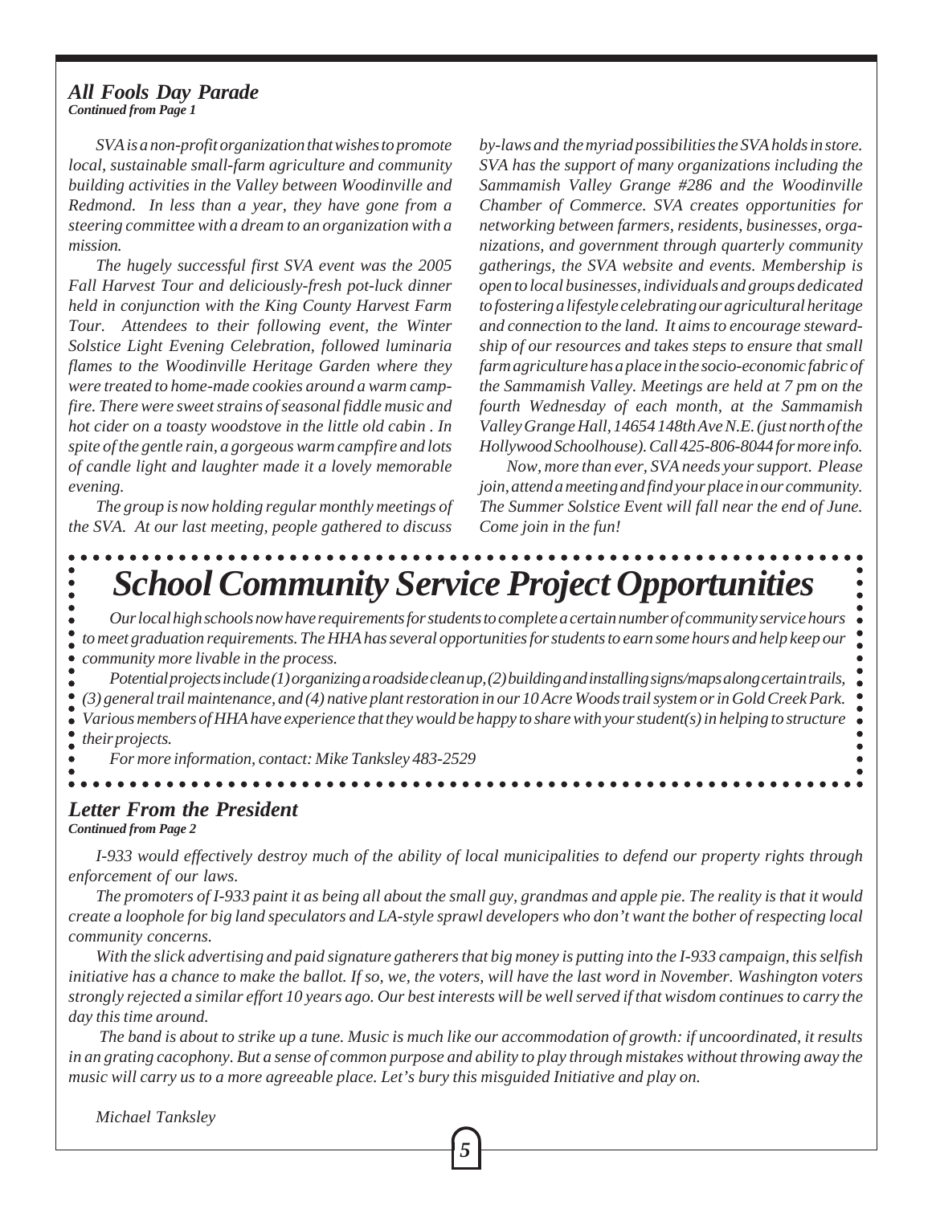### *All Fools Day Parade*

***Continued from Page 1***

*SVA is a non-profit organization that wishes to promote local, sustainable small-farm agriculture and community building activities in the Valley between Woodinville and Redmond. In less than a year, they have gone from a steering committee with a dream to an organization with a mission.*

*The hugely successful first SVA event was the 2005 Fall Harvest Tour and deliciously-fresh pot-luck dinner held in conjunction with the King County Harvest Farm Tour. Attendees to their following event, the Winter Solstice Light Evening Celebration, followed luminaria flames to the Woodinville Heritage Garden where they were treated to home-made cookies around a warm campfire. There were sweet strains of seasonal fiddle music and hot cider on a toasty woodstove in the little old cabin . In spite of the gentle rain, a gorgeous warm campfire and lots of candle light and laughter made it a lovely memorable evening.*

*The group is now holding regular monthly meetings of the SVA. At our last meeting, people gathered to discuss by-laws and the myriad possibilities the SVA holds in store. SVA has the support of many organizations including the Sammamish Valley Grange #286 and the Woodinville Chamber of Commerce. SVA creates opportunities for networking between farmers, residents, businesses, organizations, and government through quarterly community gatherings, the SVA website and events. Membership is open to local businesses, individuals and groups dedicated to fostering a lifestyle celebrating our agricultural heritage and connection to the land. It aims to encourage stewardship of our resources and takes steps to ensure that small farm agriculture has a place in the socio-economic fabric of the Sammamish Valley. Meetings are held at 7 pm on the fourth Wednesday of each month, at the Sammamish Valley Grange Hall, 14654 148th Ave N.E. (just north of the Hollywood Schoolhouse). Call 425-806-8044 for more info.*

*Now, more than ever, SVA needs your support. Please join, attend a meeting and find your place in our community. The Summer Solstice Event will fall near the end of June. Come join in the fun!*

## *School Community Service Project Opportunities*

*Our local high schools now have requirements for students to complete a certain number of community service hours to meet graduation requirements. The HHA has several opportunities for students to earn some hours and help keep our community more livable in the process.*

*Potential projects include (1) organizing a roadside clean up, (2) building and installing signs/maps along certain trails, (3) general trail maintenance, and (4) native plant restoration in our 10 Acre Woods trail system or in Gold Creek Park. Various members of HHA have experience that they would be happy to share with your student(s) in helping to structure their projects.*

*For more information, contact: Mike Tanksley 483-2529*

### *Letter From the President*

***Continued from Page 2***

*I-933 would effectively destroy much of the ability of local municipalities to defend our property rights through enforcement of our laws.*

*The promoters of I-933 paint it as being all about the small guy, grandmas and apple pie. The reality is that it would create a loophole for big land speculators and LA-style sprawl developers who don't want the bother of respecting local community concerns.*

*With the slick advertising and paid signature gatherers that big money is putting into the I-933 campaign, this selfish initiative has a chance to make the ballot. If so, we, the voters, will have the last word in November. Washington voters strongly rejected a similar effort 10 years ago. Our best interests will be well served if that wisdom continues to carry the day this time around.*

*The band is about to strike up a tune. Music is much like our accommodation of growth: if uncoordinated, it results in an grating cacophony. But a sense of common purpose and ability to play through mistakes without throwing away the music will carry us to a more agreeable place. Let's bury this misguided Initiative and play on.*

*Michael Tanksley*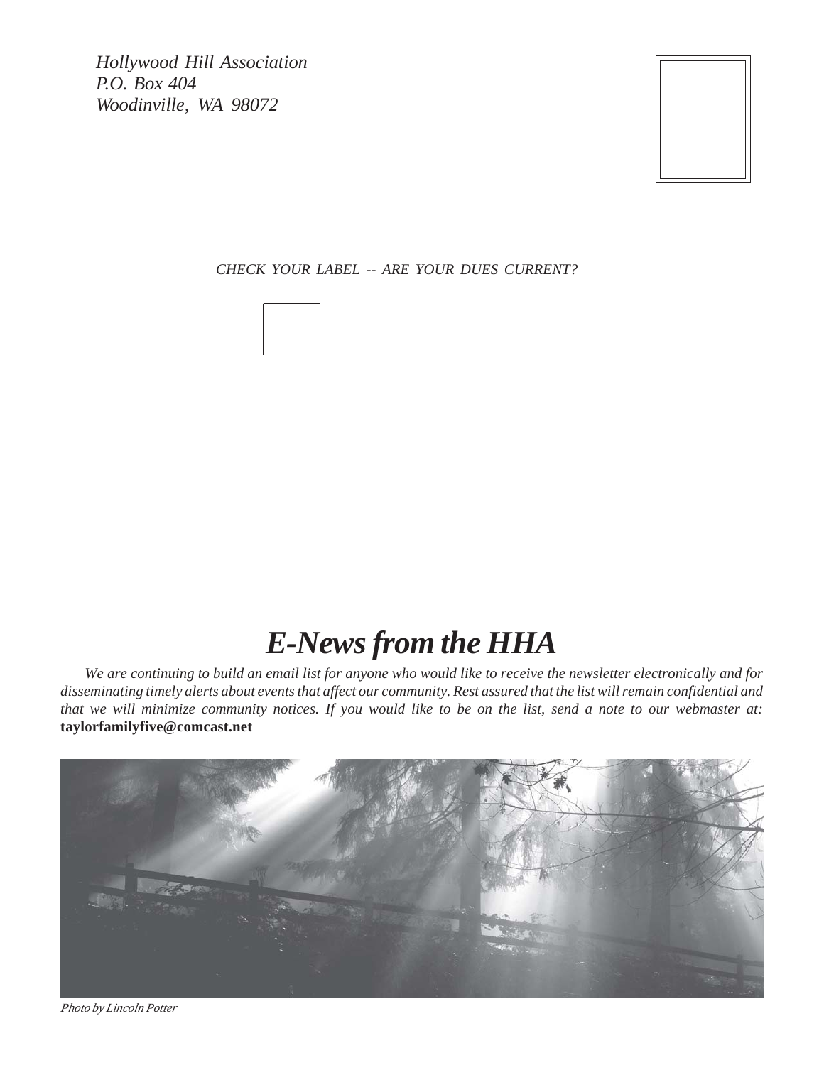*Hollywood Hill Association*
*P.O. Box 404*
*Woodinville, WA 98072*

*CHECK YOUR LABEL -- ARE YOUR DUES CURRENT?*

# *E-News from the HHA*

*We are continuing to build an email list for anyone who would like to receive the newsletter electronically and for disseminating timely alerts about events that affect our community. Rest assured that the list will remain confidential and that we will minimize community notices. If you would like to be on the list, send a note to our webmaster at:* **taylorfamilyfive@comcast.net**

*Photo by Lincoln Potter*